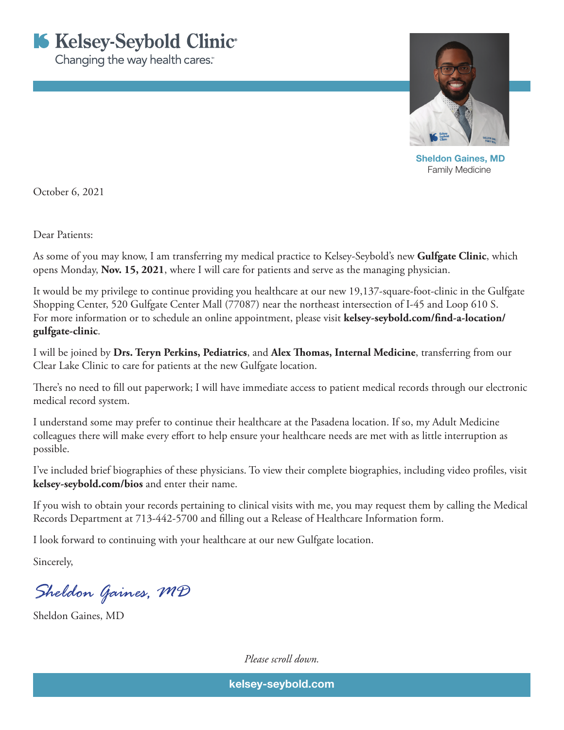**Kelsey-Seybold Clinic**
Changing the way health cares.

**Sheldon Gaines, MD**
Family Medicine

October 6, 2021

Dear Patients:

As some of you may know, I am transferring my medical practice to Kelsey-Seybold's new **Gulfgate Clinic**, which opens Monday, **Nov. 15, 2021**, where I will care for patients and serve as the managing physician.

It would be my privilege to continue providing you healthcare at our new 19,137-square-foot-clinic in the Gulfgate Shopping Center, 520 Gulfgate Center Mall (77087) near the northeast intersection of I-45 and Loop 610 S. For more information or to schedule an online appointment, please visit **kelsey-seybold.com/find-a-location/gulfgate-clinic**.

I will be joined by **Drs. Teryn Perkins, Pediatrics**, and **Alex Thomas, Internal Medicine**, transferring from our Clear Lake Clinic to care for patients at the new Gulfgate location.

There's no need to fill out paperwork; I will have immediate access to patient medical records through our electronic medical record system.

I understand some may prefer to continue their healthcare at the Pasadena location. If so, my Adult Medicine colleagues there will make every effort to help ensure your healthcare needs are met with as little interruption as possible.

I've included brief biographies of these physicians. To view their complete biographies, including video profiles, visit **kelsey-seybold.com/bios** and enter their name.

If you wish to obtain your records pertaining to clinical visits with me, you may request them by calling the Medical Records Department at 713-442-5700 and filling out a Release of Healthcare Information form.

I look forward to continuing with your healthcare at our new Gulfgate location.

Sincerely,

*Sheldon Gaines, MD*

Sheldon Gaines, MD

*Please scroll down.*

**kelsey-seybold.com**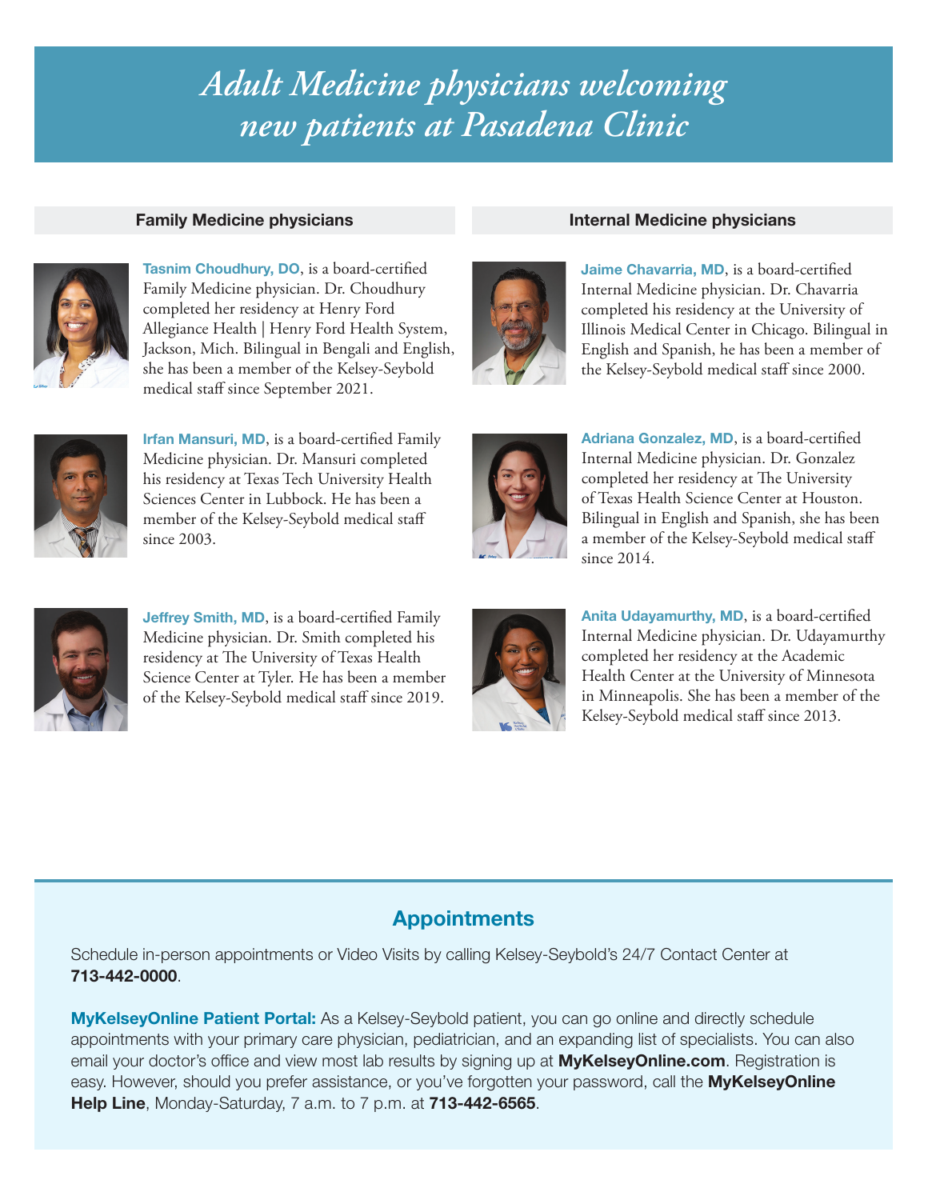# *Adult Medicine physicians welcoming new patients at Pasadena Clinic*

## Family Medicine physicians

**Tasnim Choudhury, DO**, is a board-certified Family Medicine physician. Dr. Choudhury completed her residency at Henry Ford Allegiance Health | Henry Ford Health System, Jackson, Mich. Bilingual in Bengali and English, she has been a member of the Kelsey-Seybold medical staff since September 2021.

**Irfan Mansuri, MD**, is a board-certified Family Medicine physician. Dr. Mansuri completed his residency at Texas Tech University Health Sciences Center in Lubbock. He has been a member of the Kelsey-Seybold medical staff since 2003.

**Jeffrey Smith, MD**, is a board-certified Family Medicine physician. Dr. Smith completed his residency at The University of Texas Health Science Center at Tyler. He has been a member of the Kelsey-Seybold medical staff since 2019.

## Internal Medicine physicians

**Jaime Chavarria, MD**, is a board-certified Internal Medicine physician. Dr. Chavarria completed his residency at the University of Illinois Medical Center in Chicago. Bilingual in English and Spanish, he has been a member of the Kelsey-Seybold medical staff since 2000.

**Adriana Gonzalez, MD**, is a board-certified Internal Medicine physician. Dr. Gonzalez completed her residency at The University of Texas Health Science Center at Houston. Bilingual in English and Spanish, she has been a member of the Kelsey-Seybold medical staff since 2014.

**Anita Udayamurthy, MD**, is a board-certified Internal Medicine physician. Dr. Udayamurthy completed her residency at the Academic Health Center at the University of Minnesota in Minneapolis. She has been a member of the Kelsey-Seybold medical staff since 2013.

## Appointments

Schedule in-person appointments or Video Visits by calling Kelsey-Seybold's 24/7 Contact Center at **713-442-0000**.

**MyKelseyOnline Patient Portal:** As a Kelsey-Seybold patient, you can go online and directly schedule appointments with your primary care physician, pediatrician, and an expanding list of specialists. You can also email your doctor's office and view most lab results by signing up at **MyKelseyOnline.com**. Registration is easy. However, should you prefer assistance, or you've forgotten your password, call the **MyKelseyOnline Help Line**, Monday-Saturday, 7 a.m. to 7 p.m. at **713-442-6565**.